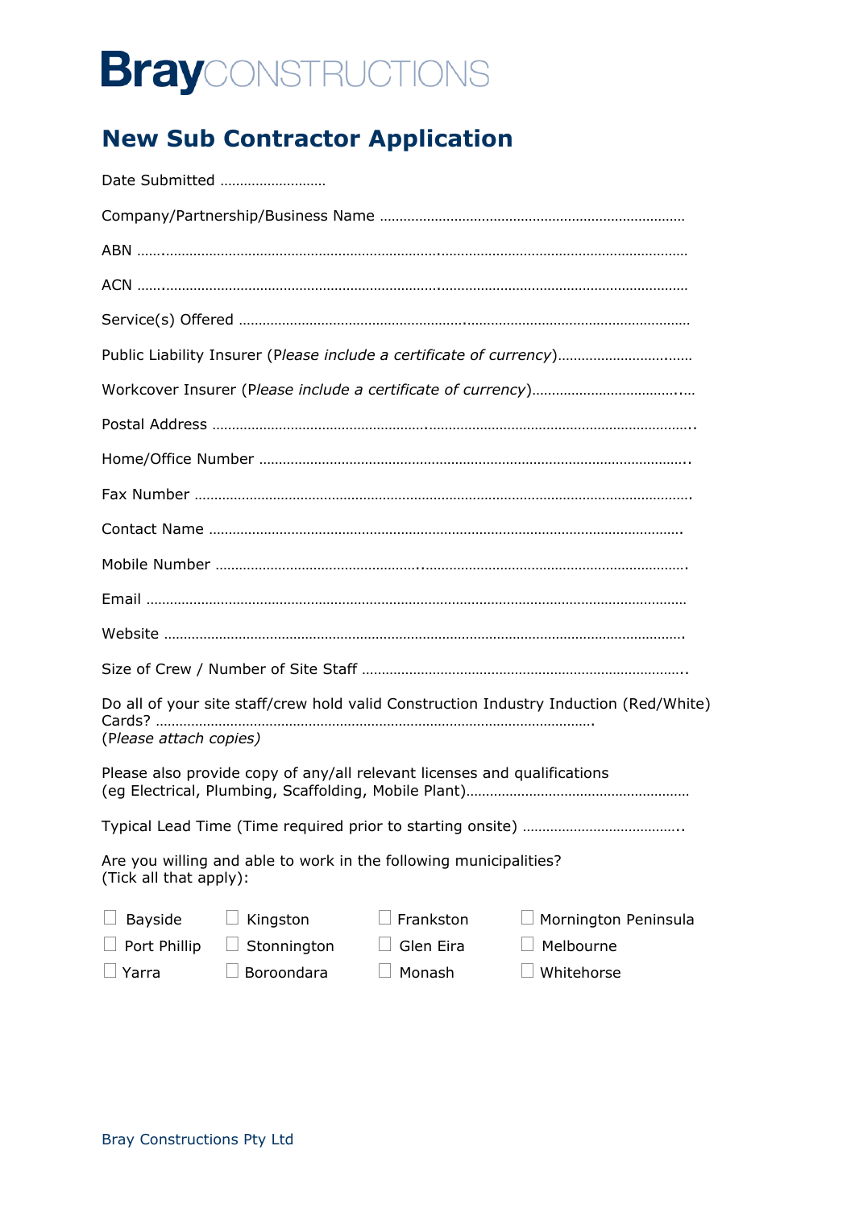**Bray**CONSTRUCTIONS

# New Sub Contractor Application

Date Submitted ……………………

Company/Partnership/Business Name ……………………………………………………………………

ABN ……..………………………………………………………….……………………………………………………

ACN ……..………………………………………………………….……………………………………………………

Service(s) Offered ………………………………………………….…………………………………………………

Public Liability Insurer (*Please include a certificate of currency*)……………………………..……

Workcover Insurer (*Please include a certificate of currency*)………………………………..…

Postal Address …………………………………………….…………………………………………………………..

Home/Office Number ………………………………………………………………………………………………..

Fax Number ……………………………………………………………………………………………………………….

Contact Name ……………………………………………………………………………………………………….

Mobile Number ……………………………………………..………………………………………………………….

Email …………………………………………………………………………………………………………………………

Website ………………………………………………………………………………………………………………….

Size of Crew / Number of Site Staff ………………………………………………………………………..

Do all of your site staff/crew hold valid Construction Industry Induction (Red/White) Cards? ………………………………………………………………………………………………….
*(Please attach copies)*

Please also provide copy of any/all relevant licenses and qualifications (eg Electrical, Plumbing, Scaffolding, Mobile Plant)…………………………………………………

Typical Lead Time (Time required prior to starting onsite) …………………………………..

Are you willing and able to work in the following municipalities?
(Tick all that apply):

☐ Bayside ☐ Kingston ☐ Frankston ☐ Mornington Peninsula
☐ Port Phillip ☐ Stonnington ☐ Glen Eira ☐ Melbourne
☐ Yarra ☐ Boroondara ☐ Monash ☐ Whitehorse

Bray Constructions Pty Ltd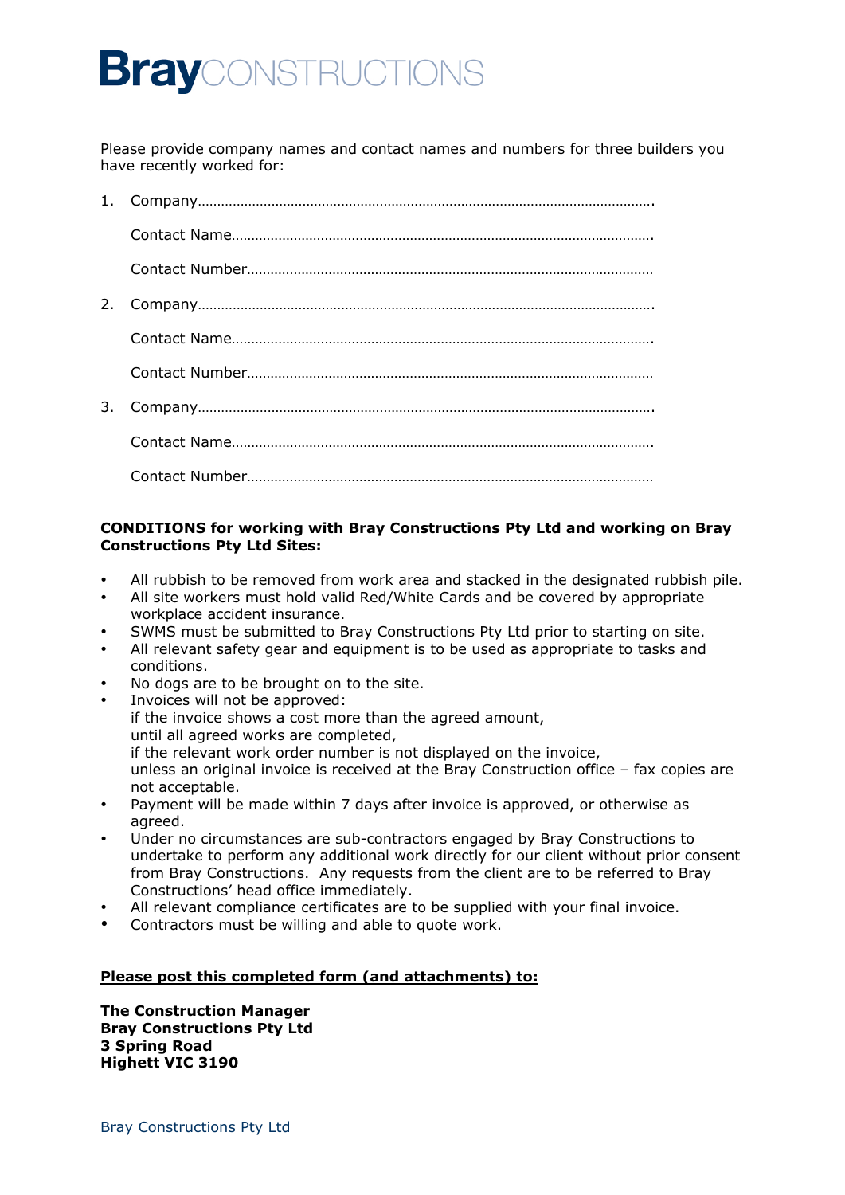# **Bray**CONSTRUCTIONS

Please provide company names and contact names and numbers for three builders you have recently worked for:

1. Company……………………………………………………………………………………………….

   Contact Name……………………………………………………………………………………….

   Contact Number…………………………………………………………………………………….

2. Company……………………………………………………………………………………………….

   Contact Name……………………………………………………………………………………….

   Contact Number…………………………………………………………………………………….

3. Company……………………………………………………………………………………………….

   Contact Name……………………………………………………………………………………….

   Contact Number…………………………………………………………………………………….

**CONDITIONS for working with Bray Constructions Pty Ltd and working on Bray Constructions Pty Ltd Sites:**

- All rubbish to be removed from work area and stacked in the designated rubbish pile.
- All site workers must hold valid Red/White Cards and be covered by appropriate workplace accident insurance.
- SWMS must be submitted to Bray Constructions Pty Ltd prior to starting on site.
- All relevant safety gear and equipment is to be used as appropriate to tasks and conditions.
- No dogs are to be brought on to the site.
- Invoices will not be approved:
  if the invoice shows a cost more than the agreed amount,
  until all agreed works are completed,
  if the relevant work order number is not displayed on the invoice,
  unless an original invoice is received at the Bray Construction office – fax copies are not acceptable.
- Payment will be made within 7 days after invoice is approved, or otherwise as agreed.
- Under no circumstances are sub-contractors engaged by Bray Constructions to undertake to perform any additional work directly for our client without prior consent from Bray Constructions. Any requests from the client are to be referred to Bray Constructions' head office immediately.
- All relevant compliance certificates are to be supplied with your final invoice.
- Contractors must be willing and able to quote work.

**<u>Please post this completed form (and attachments) to:</u>**

**The Construction Manager**
**Bray Constructions Pty Ltd**
**3 Spring Road**
**Highett VIC 3190**

Bray Constructions Pty Ltd